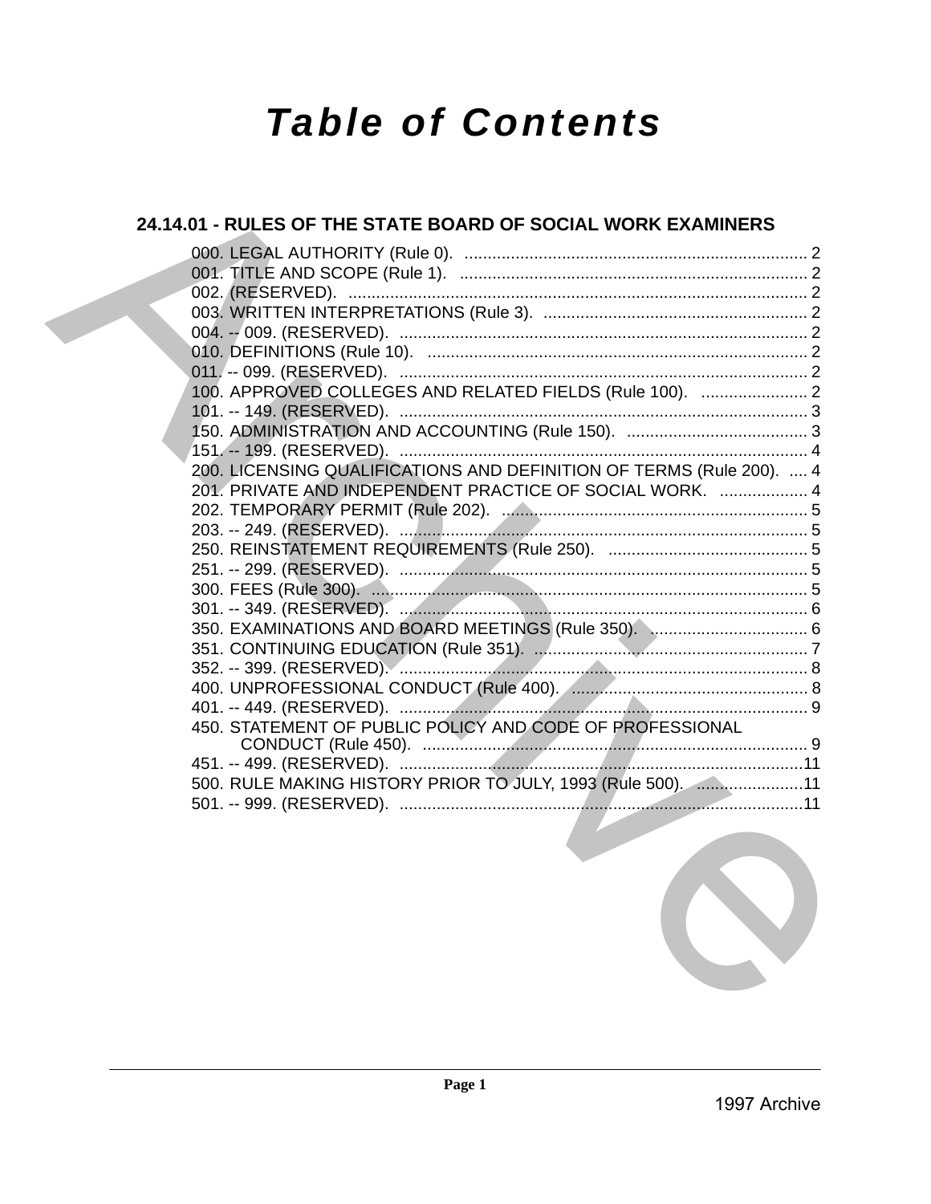# Table of Contents

## 24.14.01 - RULES OF THE STATE BOARD OF SOCIAL WORK EXAMINERS

000. LEGAL AUTHORITY (Rule 0). .......................................................................... 2
001. TITLE AND SCOPE (Rule 1). .......................................................................... 2
002. (RESERVED). .................................................................................................. 2
003. WRITTEN INTERPRETATIONS (Rule 3). ......................................................... 2
004. -- 009. (RESERVED). ........................................................................................ 2
010. DEFINITIONS (Rule 10). .................................................................................. 2
011. -- 099. (RESERVED). ........................................................................................ 2
100. APPROVED COLLEGES AND RELATED FIELDS (Rule 100). ....................... 2
101. -- 149. (RESERVED). ........................................................................................ 3
150. ADMINISTRATION AND ACCOUNTING (Rule 150). ....................................... 3
151. -- 199. (RESERVED). ........................................................................................ 4
200. LICENSING QUALIFICATIONS AND DEFINITION OF TERMS (Rule 200). .... 4
201. PRIVATE AND INDEPENDENT PRACTICE OF SOCIAL WORK. ................... 4
202. TEMPORARY PERMIT (Rule 202). .................................................................. 5
203. -- 249. (RESERVED). ........................................................................................ 5
250. REINSTATEMENT REQUIREMENTS (Rule 250). ........................................... 5
251. -- 299. (RESERVED). ........................................................................................ 5
300. FEES (Rule 300). .............................................................................................. 5
301. -- 349. (RESERVED). ........................................................................................ 6
350. EXAMINATIONS AND BOARD MEETINGS (Rule 350). .................................. 6
351. CONTINUING EDUCATION (Rule 351). ........................................................... 7
352. -- 399. (RESERVED). ........................................................................................ 8
400. UNPROFESSIONAL CONDUCT (Rule 400). ................................................... 8
401. -- 449. (RESERVED). ........................................................................................ 9
450. STATEMENT OF PUBLIC POLICY AND CODE OF PROFESSIONAL CONDUCT (Rule 450). ................................................................................... 9
451. -- 499. (RESERVED). .......................................................................................11
500. RULE MAKING HISTORY PRIOR TO JULY, 1993 (Rule 500). .......................11
501. -- 999. (RESERVED). .......................................................................................11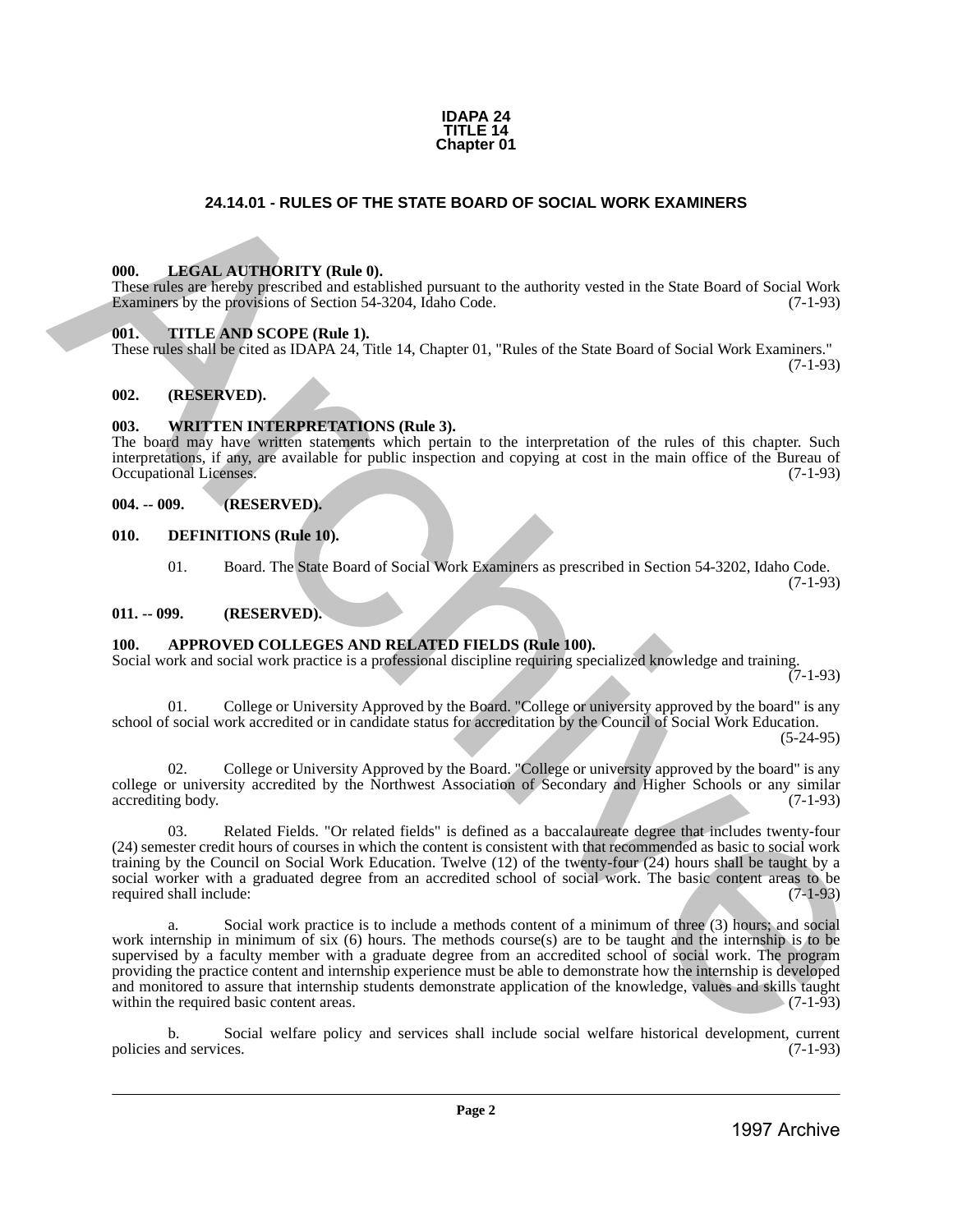**IDAPA 24**
**TITLE 14**
**Chapter 01**

## 24.14.01 - RULES OF THE STATE BOARD OF SOCIAL WORK EXAMINERS

### 000. LEGAL AUTHORITY (Rule 0).

These rules are hereby prescribed and established pursuant to the authority vested in the State Board of Social Work Examiners by the provisions of Section 54-3204, Idaho Code. (7-1-93)

### 001. TITLE AND SCOPE (Rule 1).

These rules shall be cited as IDAPA 24, Title 14, Chapter 01, "Rules of the State Board of Social Work Examiners." (7-1-93)

### 002. (RESERVED).

### 003. WRITTEN INTERPRETATIONS (Rule 3).

The board may have written statements which pertain to the interpretation of the rules of this chapter. Such interpretations, if any, are available for public inspection and copying at cost in the main office of the Bureau of Occupational Licenses. (7-1-93)

### 004. -- 009. (RESERVED).

### 010. DEFINITIONS (Rule 10).

01. Board. The State Board of Social Work Examiners as prescribed in Section 54-3202, Idaho Code. (7-1-93)

### 011. -- 099. (RESERVED).

### 100. APPROVED COLLEGES AND RELATED FIELDS (Rule 100).

Social work and social work practice is a professional discipline requiring specialized knowledge and training. (7-1-93)

01. College or University Approved by the Board. "College or university approved by the board" is any school of social work accredited or in candidate status for accreditation by the Council of Social Work Education. (5-24-95)

02. College or University Approved by the Board. "College or university approved by the board" is any college or university accredited by the Northwest Association of Secondary and Higher Schools or any similar accrediting body. (7-1-93)

03. Related Fields. "Or related fields" is defined as a baccalaureate degree that includes twenty-four (24) semester credit hours of courses in which the content is consistent with that recommended as basic to social work training by the Council on Social Work Education. Twelve (12) of the twenty-four (24) hours shall be taught by a social worker with a graduated degree from an accredited school of social work. The basic content areas to be required shall include: (7-1-93)

a. Social work practice is to include a methods content of a minimum of three (3) hours; and social work internship in minimum of six (6) hours. The methods course(s) are to be taught and the internship is to be supervised by a faculty member with a graduate degree from an accredited school of social work. The program providing the practice content and internship experience must be able to demonstrate how the internship is developed and monitored to assure that internship students demonstrate application of the knowledge, values and skills taught within the required basic content areas. (7-1-93)

b. Social welfare policy and services shall include social welfare historical development, current policies and services. (7-1-93)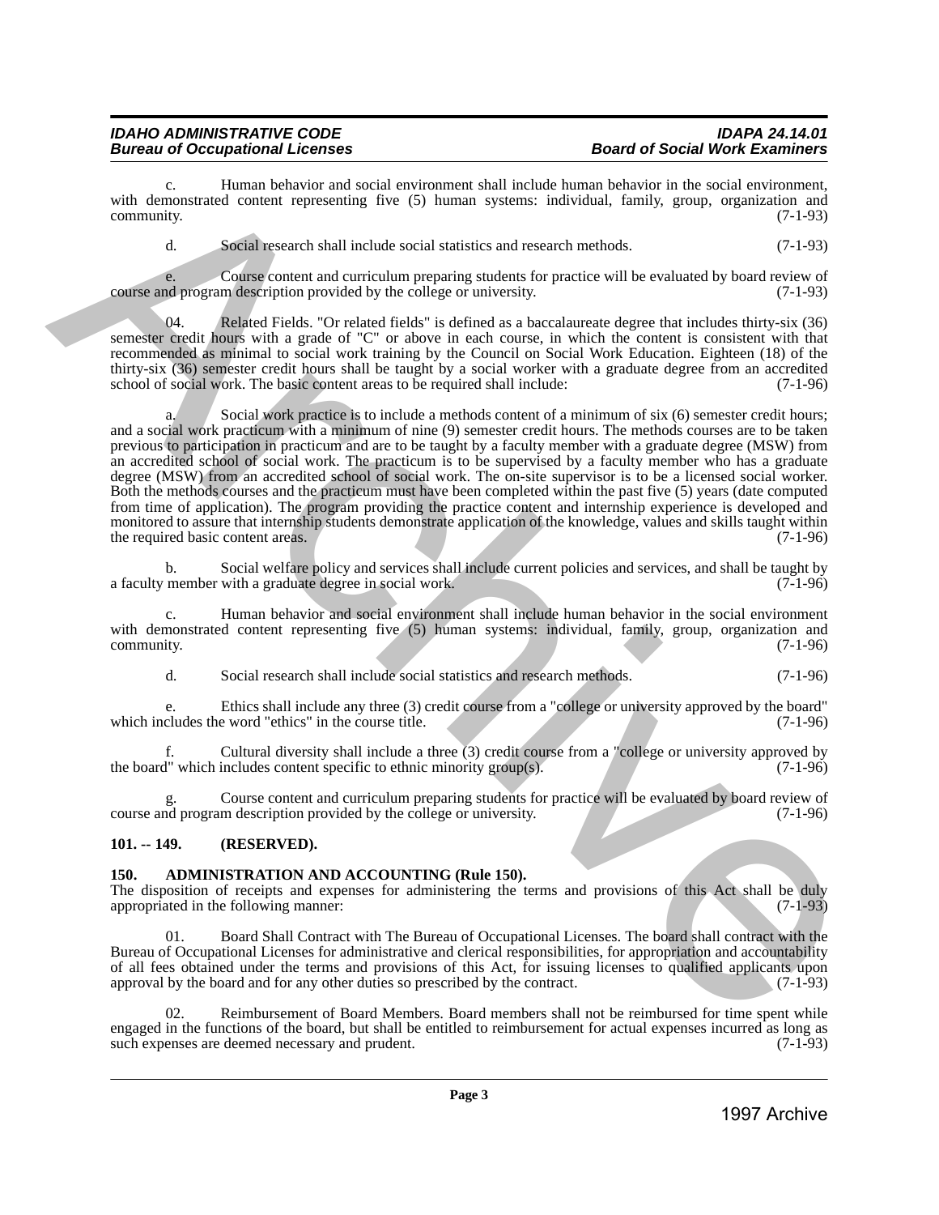c. Human behavior and social environment shall include human behavior in the social environment, with demonstrated content representing five (5) human systems: individual, family, group, organization and community. (7-1-93)

d. Social research shall include social statistics and research methods. (7-1-93)

e. Course content and curriculum preparing students for practice will be evaluated by board review of course and program description provided by the college or university. (7-1-93)

04. Related Fields. "Or related fields" is defined as a baccalaureate degree that includes thirty-six (36) semester credit hours with a grade of "C" or above in each course, in which the content is consistent with that recommended as minimal to social work training by the Council on Social Work Education. Eighteen (18) of the thirty-six (36) semester credit hours shall be taught by a social worker with a graduate degree from an accredited school of social work. The basic content areas to be required shall include: (7-1-96)

a. Social work practice is to include a methods content of a minimum of six (6) semester credit hours; and a social work practicum with a minimum of nine (9) semester credit hours. The methods courses are to be taken previous to participation in practicum and are to be taught by a faculty member with a graduate degree (MSW) from an accredited school of social work. The practicum is to be supervised by a faculty member who has a graduate degree (MSW) from an accredited school of social work. The on-site supervisor is to be a licensed social worker. Both the methods courses and the practicum must have been completed within the past five (5) years (date computed from time of application). The program providing the practice content and internship experience is developed and monitored to assure that internship students demonstrate application of the knowledge, values and skills taught within the required basic content areas. (7-1-96)

b. Social welfare policy and services shall include current policies and services, and shall be taught by a faculty member with a graduate degree in social work. (7-1-96)

c. Human behavior and social environment shall include human behavior in the social environment with demonstrated content representing five (5) human systems: individual, family, group, organization and community. (7-1-96)

d. Social research shall include social statistics and research methods. (7-1-96)

e. Ethics shall include any three (3) credit course from a "college or university approved by the board" which includes the word "ethics" in the course title. (7-1-96)

f. Cultural diversity shall include a three (3) credit course from a "college or university approved by the board" which includes content specific to ethnic minority group(s). (7-1-96)

g. Course content and curriculum preparing students for practice will be evaluated by board review of course and program description provided by the college or university. (7-1-96)

**101. -- 149. (RESERVED).**

**150. ADMINISTRATION AND ACCOUNTING (Rule 150).**

The disposition of receipts and expenses for administering the terms and provisions of this Act shall be duly appropriated in the following manner: (7-1-93)

01. Board Shall Contract with The Bureau of Occupational Licenses. The board shall contract with the Bureau of Occupational Licenses for administrative and clerical responsibilities, for appropriation and accountability of all fees obtained under the terms and provisions of this Act, for issuing licenses to qualified applicants upon approval by the board and for any other duties so prescribed by the contract. (7-1-93)

02. Reimbursement of Board Members. Board members shall not be reimbursed for time spent while engaged in the functions of the board, but shall be entitled to reimbursement for actual expenses incurred as long as such expenses are deemed necessary and prudent. (7-1-93)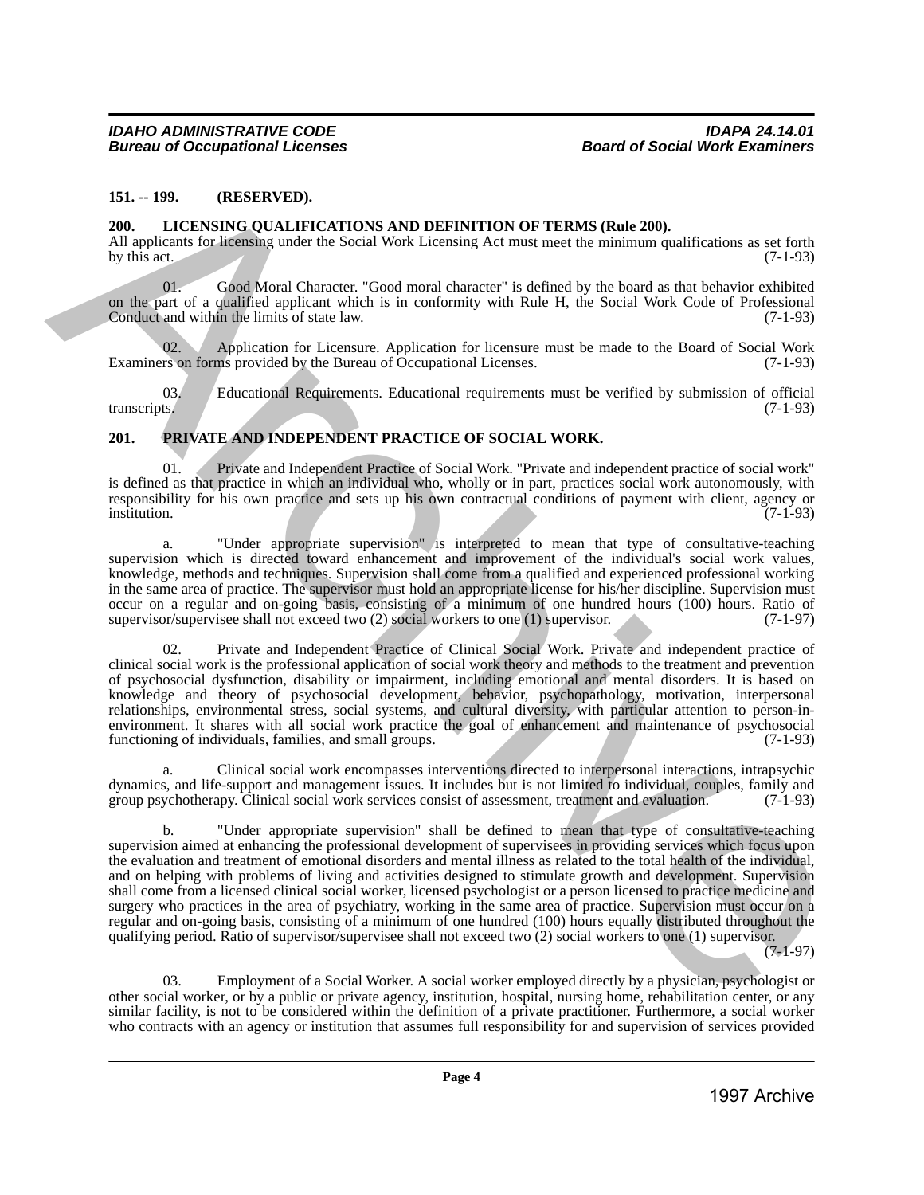**151. -- 199. (RESERVED).**

**200. LICENSING QUALIFICATIONS AND DEFINITION OF TERMS (Rule 200).**

All applicants for licensing under the Social Work Licensing Act must meet the minimum qualifications as set forth by this act. (7-1-93)

01. Good Moral Character. "Good moral character" is defined by the board as that behavior exhibited on the part of a qualified applicant which is in conformity with Rule H, the Social Work Code of Professional Conduct and within the limits of state law. (7-1-93)

02. Application for Licensure. Application for licensure must be made to the Board of Social Work Examiners on forms provided by the Bureau of Occupational Licenses. (7-1-93)

03. Educational Requirements. Educational requirements must be verified by submission of official transcripts. (7-1-93)

**201. PRIVATE AND INDEPENDENT PRACTICE OF SOCIAL WORK.**

01. Private and Independent Practice of Social Work. "Private and independent practice of social work" is defined as that practice in which an individual who, wholly or in part, practices social work autonomously, with responsibility for his own practice and sets up his own contractual conditions of payment with client, agency or institution. (7-1-93)

a. "Under appropriate supervision" is interpreted to mean that type of consultative-teaching supervision which is directed toward enhancement and improvement of the individual's social work values, knowledge, methods and techniques. Supervision shall come from a qualified and experienced professional working in the same area of practice. The supervisor must hold an appropriate license for his/her discipline. Supervision must occur on a regular and on-going basis, consisting of a minimum of one hundred hours (100) hours. Ratio of supervisor/supervisee shall not exceed two (2) social workers to one (1) supervisor. (7-1-97)

02. Private and Independent Practice of Clinical Social Work. Private and independent practice of clinical social work is the professional application of social work theory and methods to the treatment and prevention of psychosocial dysfunction, disability or impairment, including emotional and mental disorders. It is based on knowledge and theory of psychosocial development, behavior, psychopathology, motivation, interpersonal relationships, environmental stress, social systems, and cultural diversity, with particular attention to person-in-environment. It shares with all social work practice the goal of enhancement and maintenance of psychosocial functioning of individuals, families, and small groups. (7-1-93)

a. Clinical social work encompasses interventions directed to interpersonal interactions, intrapsychic dynamics, and life-support and management issues. It includes but is not limited to individual, couples, family and group psychotherapy. Clinical social work services consist of assessment, treatment and evaluation. (7-1-93)

b. "Under appropriate supervision" shall be defined to mean that type of consultative-teaching supervision aimed at enhancing the professional development of supervisees in providing services which focus upon the evaluation and treatment of emotional disorders and mental illness as related to the total health of the individual, and on helping with problems of living and activities designed to stimulate growth and development. Supervision shall come from a licensed clinical social worker, licensed psychologist or a person licensed to practice medicine and surgery who practices in the area of psychiatry, working in the same area of practice. Supervision must occur on a regular and on-going basis, consisting of a minimum of one hundred (100) hours equally distributed throughout the qualifying period. Ratio of supervisor/supervisee shall not exceed two (2) social workers to one (1) supervisor. (7-1-97)

03. Employment of a Social Worker. A social worker employed directly by a physician, psychologist or other social worker, or by a public or private agency, institution, hospital, nursing home, rehabilitation center, or any similar facility, is not to be considered within the definition of a private practitioner. Furthermore, a social worker who contracts with an agency or institution that assumes full responsibility for and supervision of services provided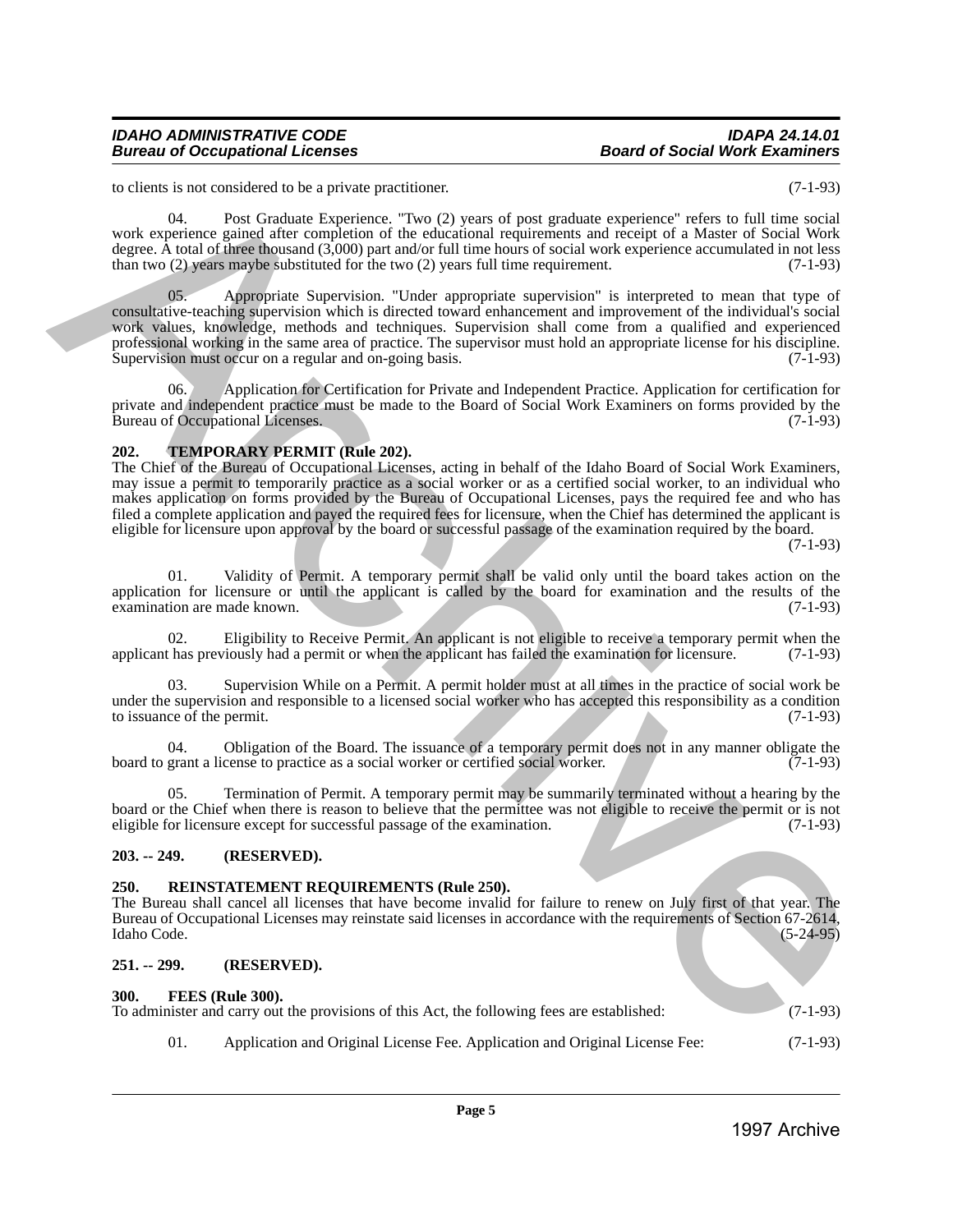to clients is not considered to be a private practitioner. (7-1-93)

04. Post Graduate Experience. "Two (2) years of post graduate experience" refers to full time social work experience gained after completion of the educational requirements and receipt of a Master of Social Work degree. A total of three thousand (3,000) part and/or full time hours of social work experience accumulated in not less than two (2) years maybe substituted for the two (2) years full time requirement. (7-1-93)

05. Appropriate Supervision. "Under appropriate supervision" is interpreted to mean that type of consultative-teaching supervision which is directed toward enhancement and improvement of the individual's social work values, knowledge, methods and techniques. Supervision shall come from a qualified and experienced professional working in the same area of practice. The supervisor must hold an appropriate license for his discipline. Supervision must occur on a regular and on-going basis. (7-1-93)

06. Application for Certification for Private and Independent Practice. Application for certification for private and independent practice must be made to the Board of Social Work Examiners on forms provided by the Bureau of Occupational Licenses. (7-1-93)

**202. TEMPORARY PERMIT (Rule 202).**

The Chief of the Bureau of Occupational Licenses, acting in behalf of the Idaho Board of Social Work Examiners, may issue a permit to temporarily practice as a social worker or as a certified social worker, to an individual who makes application on forms provided by the Bureau of Occupational Licenses, pays the required fee and who has filed a complete application and payed the required fees for licensure, when the Chief has determined the applicant is eligible for licensure upon approval by the board or successful passage of the examination required by the board. (7-1-93)

01. Validity of Permit. A temporary permit shall be valid only until the board takes action on the application for licensure or until the applicant is called by the board for examination and the results of the examination are made known. (7-1-93)

02. Eligibility to Receive Permit. An applicant is not eligible to receive a temporary permit when the applicant has previously had a permit or when the applicant has failed the examination for licensure. (7-1-93)

03. Supervision While on a Permit. A permit holder must at all times in the practice of social work be under the supervision and responsible to a licensed social worker who has accepted this responsibility as a condition to issuance of the permit. (7-1-93)

04. Obligation of the Board. The issuance of a temporary permit does not in any manner obligate the board to grant a license to practice as a social worker or certified social worker. (7-1-93)

05. Termination of Permit. A temporary permit may be summarily terminated without a hearing by the board or the Chief when there is reason to believe that the permittee was not eligible to receive the permit or is not eligible for licensure except for successful passage of the examination. (7-1-93)

**203. -- 249. (RESERVED).**

**250. REINSTATEMENT REQUIREMENTS (Rule 250).**

The Bureau shall cancel all licenses that have become invalid for failure to renew on July first of that year. The Bureau of Occupational Licenses may reinstate said licenses in accordance with the requirements of Section 67-2614, Idaho Code. (5-24-95)

**251. -- 299. (RESERVED).**

**300. FEES (Rule 300).**

To administer and carry out the provisions of this Act, the following fees are established: (7-1-93)

01. Application and Original License Fee. Application and Original License Fee: (7-1-93)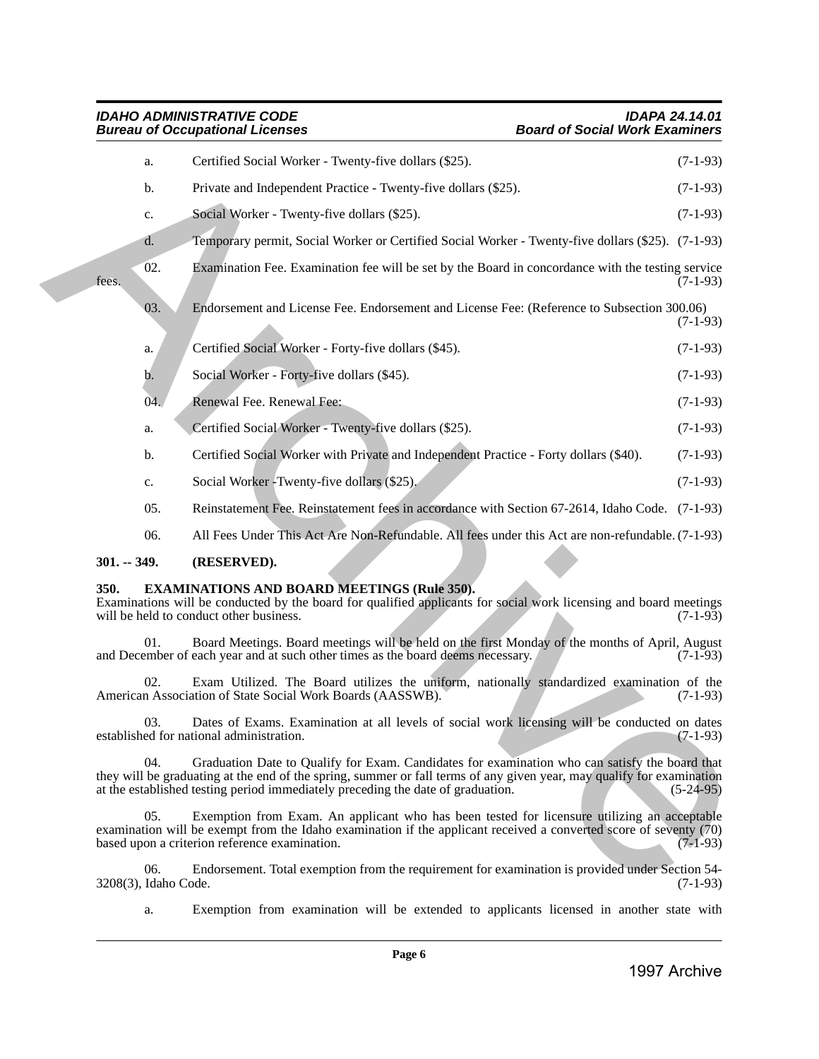a. Certified Social Worker - Twenty-five dollars ($25). (7-1-93)

b. Private and Independent Practice - Twenty-five dollars ($25). (7-1-93)

c. Social Worker - Twenty-five dollars ($25). (7-1-93)

d. Temporary permit, Social Worker or Certified Social Worker - Twenty-five dollars ($25). (7-1-93)

02. Examination Fee. Examination fee will be set by the Board in concordance with the testing service fees. (7-1-93)

03. Endorsement and License Fee. Endorsement and License Fee: (Reference to Subsection 300.06) (7-1-93)

a. Certified Social Worker - Forty-five dollars ($45). (7-1-93)

b. Social Worker - Forty-five dollars ($45). (7-1-93)

04. Renewal Fee. Renewal Fee: (7-1-93)

a. Certified Social Worker - Twenty-five dollars ($25). (7-1-93)

b. Certified Social Worker with Private and Independent Practice - Forty dollars ($40). (7-1-93)

c. Social Worker -Twenty-five dollars ($25). (7-1-93)

05. Reinstatement Fee. Reinstatement fees in accordance with Section 67-2614, Idaho Code. (7-1-93)

06. All Fees Under This Act Are Non-Refundable. All fees under this Act are non-refundable. (7-1-93)

**301. -- 349. (RESERVED).**

**350. EXAMINATIONS AND BOARD MEETINGS (Rule 350).**

Examinations will be conducted by the board for qualified applicants for social work licensing and board meetings will be held to conduct other business. (7-1-93)

01. Board Meetings. Board meetings will be held on the first Monday of the months of April, August and December of each year and at such other times as the board deems necessary. (7-1-93)

02. Exam Utilized. The Board utilizes the uniform, nationally standardized examination of the American Association of State Social Work Boards (AASSWB). (7-1-93)

03. Dates of Exams. Examination at all levels of social work licensing will be conducted on dates established for national administration. (7-1-93)

04. Graduation Date to Qualify for Exam. Candidates for examination who can satisfy the board that they will be graduating at the end of the spring, summer or fall terms of any given year, may qualify for examination at the established testing period immediately preceding the date of graduation. (5-24-95)

05. Exemption from Exam. An applicant who has been tested for licensure utilizing an acceptable examination will be exempt from the Idaho examination if the applicant received a converted score of seventy (70) based upon a criterion reference examination. (7-1-93)

06. Endorsement. Total exemption from the requirement for examination is provided under Section 54-3208(3), Idaho Code. (7-1-93)

a. Exemption from examination will be extended to applicants licensed in another state with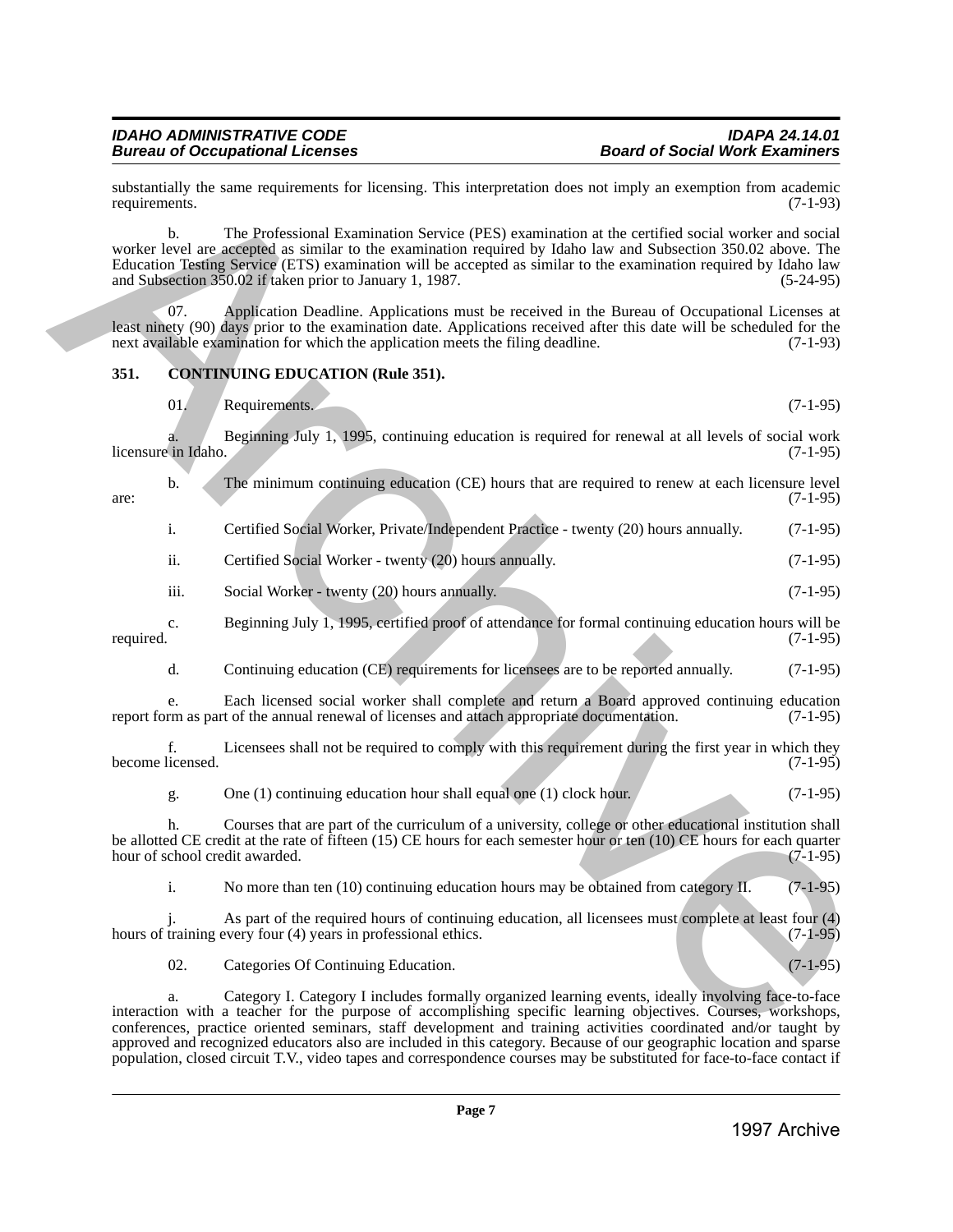substantially the same requirements for licensing. This interpretation does not imply an exemption from academic requirements. (7-1-93)

b. The Professional Examination Service (PES) examination at the certified social worker and social worker level are accepted as similar to the examination required by Idaho law and Subsection 350.02 above. The Education Testing Service (ETS) examination will be accepted as similar to the examination required by Idaho law and Subsection 350.02 if taken prior to January 1, 1987. (5-24-95)

07. Application Deadline. Applications must be received in the Bureau of Occupational Licenses at least ninety (90) days prior to the examination date. Applications received after this date will be scheduled for the next available examination for which the application meets the filing deadline. (7-1-93)

## 351. CONTINUING EDUCATION (Rule 351).

01. Requirements. (7-1-95)

a. Beginning July 1, 1995, continuing education is required for renewal at all levels of social work licensure in Idaho. (7-1-95)

b. The minimum continuing education (CE) hours that are required to renew at each licensure level are: (7-1-95)

i. Certified Social Worker, Private/Independent Practice - twenty (20) hours annually. (7-1-95)

ii. Certified Social Worker - twenty (20) hours annually. (7-1-95)

iii. Social Worker - twenty (20) hours annually. (7-1-95)

c. Beginning July 1, 1995, certified proof of attendance for formal continuing education hours will be required. (7-1-95)

d. Continuing education (CE) requirements for licensees are to be reported annually. (7-1-95)

e. Each licensed social worker shall complete and return a Board approved continuing education report form as part of the annual renewal of licenses and attach appropriate documentation. (7-1-95)

f. Licensees shall not be required to comply with this requirement during the first year in which they become licensed. (7-1-95)

g. One (1) continuing education hour shall equal one (1) clock hour. (7-1-95)

h. Courses that are part of the curriculum of a university, college or other educational institution shall be allotted CE credit at the rate of fifteen (15) CE hours for each semester hour or ten (10) CE hours for each quarter hour of school credit awarded. (7-1-95)

i. No more than ten (10) continuing education hours may be obtained from category II. (7-1-95)

j. As part of the required hours of continuing education, all licensees must complete at least four (4) hours of training every four (4) years in professional ethics. (7-1-95)

02. Categories Of Continuing Education. (7-1-95)

a. Category I. Category I includes formally organized learning events, ideally involving face-to-face interaction with a teacher for the purpose of accomplishing specific learning objectives. Courses, workshops, conferences, practice oriented seminars, staff development and training activities coordinated and/or taught by approved and recognized educators also are included in this category. Because of our geographic location and sparse population, closed circuit T.V., video tapes and correspondence courses may be substituted for face-to-face contact if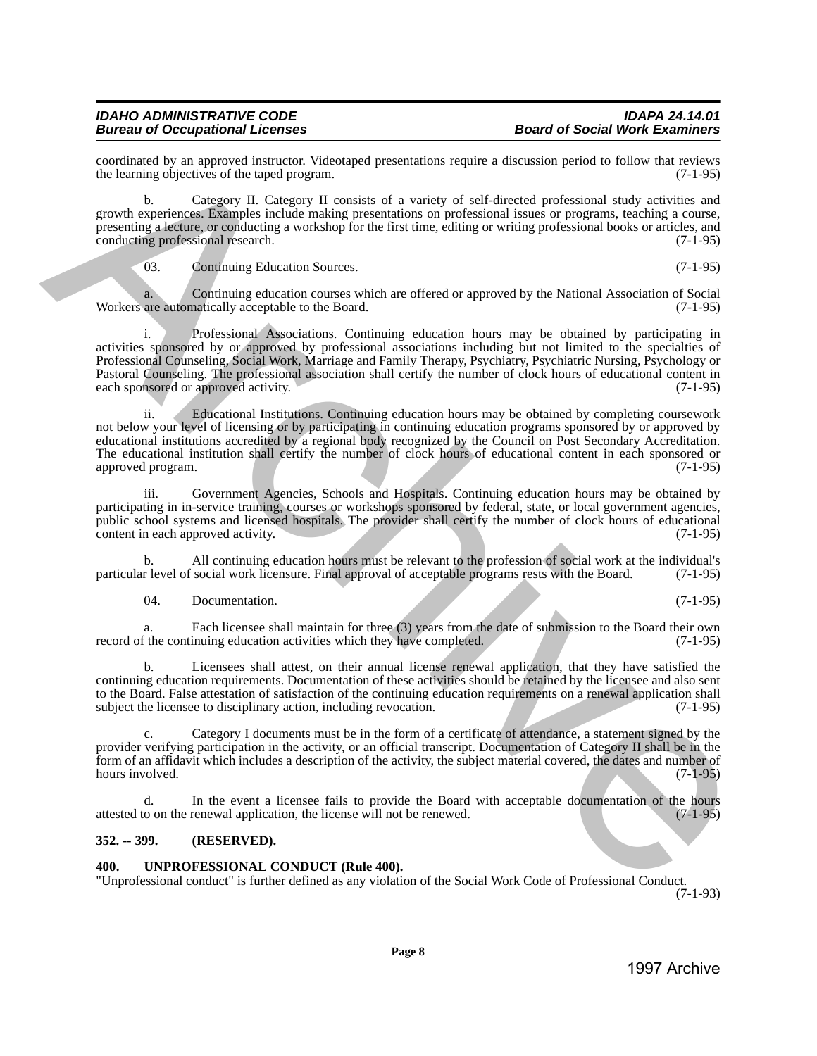coordinated by an approved instructor. Videotaped presentations require a discussion period to follow that reviews the learning objectives of the taped program. (7-1-95)

b. Category II. Category II consists of a variety of self-directed professional study activities and growth experiences. Examples include making presentations on professional issues or programs, teaching a course, presenting a lecture, or conducting a workshop for the first time, editing or writing professional books or articles, and conducting professional research. (7-1-95)

03. Continuing Education Sources. (7-1-95)

a. Continuing education courses which are offered or approved by the National Association of Social Workers are automatically acceptable to the Board. (7-1-95)

i. Professional Associations. Continuing education hours may be obtained by participating in activities sponsored by or approved by professional associations including but not limited to the specialties of Professional Counseling, Social Work, Marriage and Family Therapy, Psychiatry, Psychiatric Nursing, Psychology or Pastoral Counseling. The professional association shall certify the number of clock hours of educational content in each sponsored or approved activity. (7-1-95)

ii. Educational Institutions. Continuing education hours may be obtained by completing coursework not below your level of licensing or by participating in continuing education programs sponsored by or approved by educational institutions accredited by a regional body recognized by the Council on Post Secondary Accreditation. The educational institution shall certify the number of clock hours of educational content in each sponsored or approved program. (7-1-95)

iii. Government Agencies, Schools and Hospitals. Continuing education hours may be obtained by participating in in-service training, courses or workshops sponsored by federal, state, or local government agencies, public school systems and licensed hospitals. The provider shall certify the number of clock hours of educational content in each approved activity. (7-1-95)

b. All continuing education hours must be relevant to the profession of social work at the individual's particular level of social work licensure. Final approval of acceptable programs rests with the Board. (7-1-95)

04. Documentation. (7-1-95)

a. Each licensee shall maintain for three (3) years from the date of submission to the Board their own record of the continuing education activities which they have completed. (7-1-95)

b. Licensees shall attest, on their annual license renewal application, that they have satisfied the continuing education requirements. Documentation of these activities should be retained by the licensee and also sent to the Board. False attestation of satisfaction of the continuing education requirements on a renewal application shall subject the licensee to disciplinary action, including revocation. (7-1-95)

c. Category I documents must be in the form of a certificate of attendance, a statement signed by the provider verifying participation in the activity, or an official transcript. Documentation of Category II shall be in the form of an affidavit which includes a description of the activity, the subject material covered, the dates and number of hours involved. (7-1-95)

d. In the event a licensee fails to provide the Board with acceptable documentation of the hours attested to on the renewal application, the license will not be renewed. (7-1-95)

**352. -- 399. (RESERVED).**

**400. UNPROFESSIONAL CONDUCT (Rule 400).**

"Unprofessional conduct" is further defined as any violation of the Social Work Code of Professional Conduct. (7-1-93)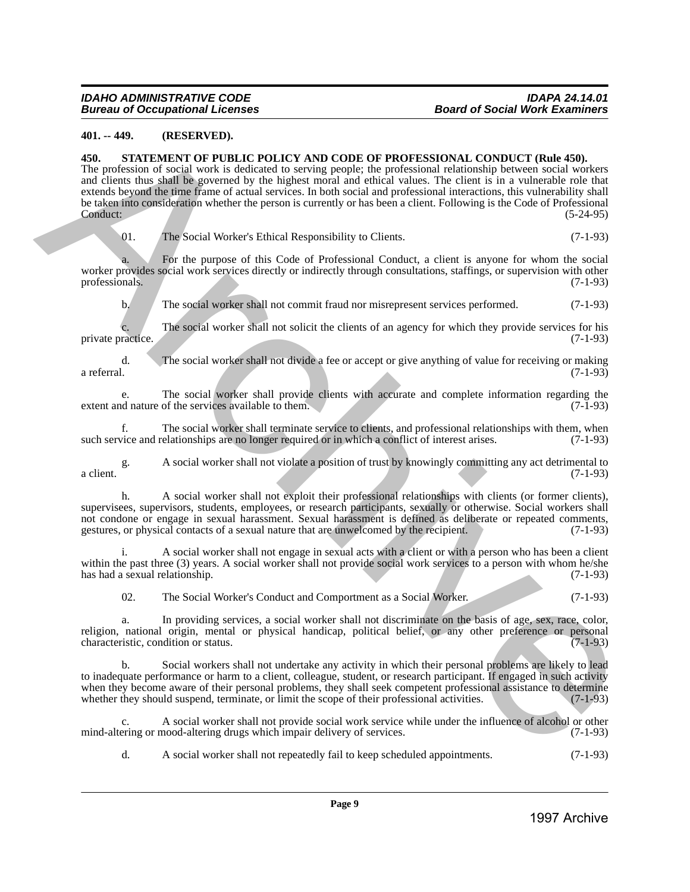**401. -- 449. (RESERVED).**

**450. STATEMENT OF PUBLIC POLICY AND CODE OF PROFESSIONAL CONDUCT (Rule 450).**

The profession of social work is dedicated to serving people; the professional relationship between social workers and clients thus shall be governed by the highest moral and ethical values. The client is in a vulnerable role that extends beyond the time frame of actual services. In both social and professional interactions, this vulnerability shall be taken into consideration whether the person is currently or has been a client. Following is the Code of Professional Conduct: (5-24-95)

01. The Social Worker's Ethical Responsibility to Clients. (7-1-93)

a. For the purpose of this Code of Professional Conduct, a client is anyone for whom the social worker provides social work services directly or indirectly through consultations, staffings, or supervision with other professionals. (7-1-93)

b. The social worker shall not commit fraud nor misrepresent services performed. (7-1-93)

c. The social worker shall not solicit the clients of an agency for which they provide services for his private practice. (7-1-93)

d. The social worker shall not divide a fee or accept or give anything of value for receiving or making a referral. (7-1-93)

e. The social worker shall provide clients with accurate and complete information regarding the extent and nature of the services available to them. (7-1-93)

f. The social worker shall terminate service to clients, and professional relationships with them, when such service and relationships are no longer required or in which a conflict of interest arises. (7-1-93)

g. A social worker shall not violate a position of trust by knowingly committing any act detrimental to a client. (7-1-93)

h. A social worker shall not exploit their professional relationships with clients (or former clients), supervisees, supervisors, students, employees, or research participants, sexually or otherwise. Social workers shall not condone or engage in sexual harassment. Sexual harassment is defined as deliberate or repeated comments, gestures, or physical contacts of a sexual nature that are unwelcomed by the recipient. (7-1-93)

i. A social worker shall not engage in sexual acts with a client or with a person who has been a client within the past three (3) years. A social worker shall not provide social work services to a person with whom he/she has had a sexual relationship. (7-1-93)

02. The Social Worker's Conduct and Comportment as a Social Worker. (7-1-93)

a. In providing services, a social worker shall not discriminate on the basis of age, sex, race, color, religion, national origin, mental or physical handicap, political belief, or any other preference or personal characteristic, condition or status. (7-1-93)

b. Social workers shall not undertake any activity in which their personal problems are likely to lead to inadequate performance or harm to a client, colleague, student, or research participant. If engaged in such activity when they become aware of their personal problems, they shall seek competent professional assistance to determine whether they should suspend, terminate, or limit the scope of their professional activities. (7-1-93)

c. A social worker shall not provide social work service while under the influence of alcohol or other mind-altering or mood-altering drugs which impair delivery of services. (7-1-93)

d. A social worker shall not repeatedly fail to keep scheduled appointments. (7-1-93)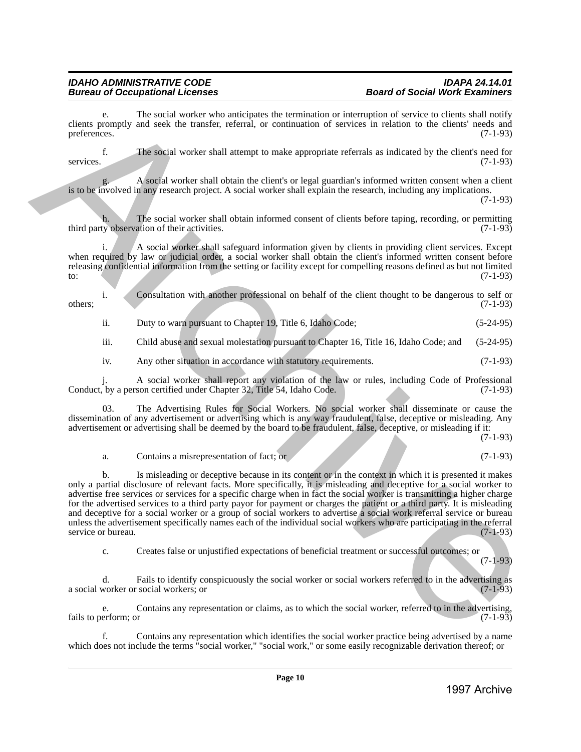e. The social worker who anticipates the termination or interruption of service to clients shall notify clients promptly and seek the transfer, referral, or continuation of services in relation to the clients' needs and preferences. (7-1-93)

f. The social worker shall attempt to make appropriate referrals as indicated by the client's need for services. (7-1-93)

g. A social worker shall obtain the client's or legal guardian's informed written consent when a client is to be involved in any research project. A social worker shall explain the research, including any implications. (7-1-93)

h. The social worker shall obtain informed consent of clients before taping, recording, or permitting third party observation of their activities. (7-1-93)

i. A social worker shall safeguard information given by clients in providing client services. Except when required by law or judicial order, a social worker shall obtain the client's informed written consent before releasing confidential information from the setting or facility except for compelling reasons defined as but not limited to: (7-1-93)

i. Consultation with another professional on behalf of the client thought to be dangerous to self or others; (7-1-93)

ii. Duty to warn pursuant to Chapter 19, Title 6, Idaho Code; (5-24-95)

iii. Child abuse and sexual molestation pursuant to Chapter 16, Title 16, Idaho Code; and (5-24-95)

iv. Any other situation in accordance with statutory requirements. (7-1-93)

j. A social worker shall report any violation of the law or rules, including Code of Professional Conduct, by a person certified under Chapter 32, Title 54, Idaho Code. (7-1-93)

03. The Advertising Rules for Social Workers. No social worker shall disseminate or cause the dissemination of any advertisement or advertising which is any way fraudulent, false, deceptive or misleading. Any advertisement or advertising shall be deemed by the board to be fraudulent, false, deceptive, or misleading if it: (7-1-93)

a. Contains a misrepresentation of fact; or (7-1-93)

b. Is misleading or deceptive because in its content or in the context in which it is presented it makes only a partial disclosure of relevant facts. More specifically, it is misleading and deceptive for a social worker to advertise free services or services for a specific charge when in fact the social worker is transmitting a higher charge for the advertised services to a third party payor for payment or charges the patient or a third party. It is misleading and deceptive for a social worker or a group of social workers to advertise a social work referral service or bureau unless the advertisement specifically names each of the individual social workers who are participating in the referral service or bureau. (7-1-93)

c. Creates false or unjustified expectations of beneficial treatment or successful outcomes; or (7-1-93)

d. Fails to identify conspicuously the social worker or social workers referred to in the advertising as a social worker or social workers; or (7-1-93)

e. Contains any representation or claims, as to which the social worker, referred to in the advertising, fails to perform; or (7-1-93)

f. Contains any representation which identifies the social worker practice being advertised by a name which does not include the terms "social worker," "social work," or some easily recognizable derivation thereof; or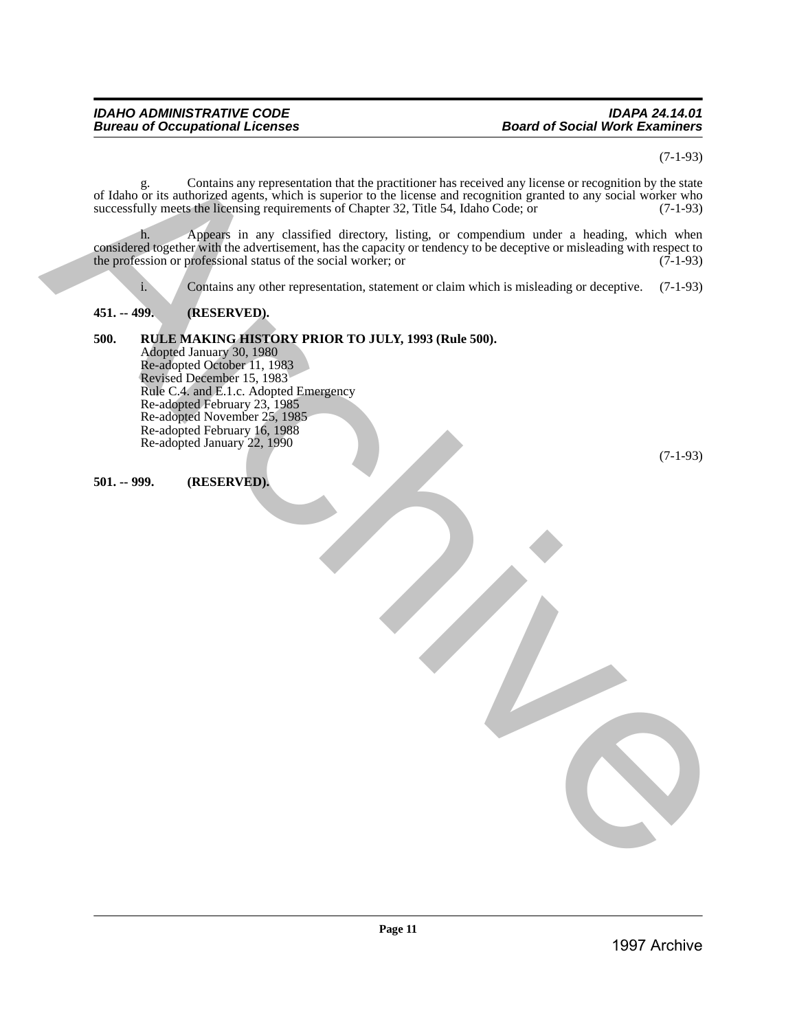(7-1-93)

g. Contains any representation that the practitioner has received any license or recognition by the state of Idaho or its authorized agents, which is superior to the license and recognition granted to any social worker who successfully meets the licensing requirements of Chapter 32, Title 54, Idaho Code; or (7-1-93)

h. Appears in any classified directory, listing, or compendium under a heading, which when considered together with the advertisement, has the capacity or tendency to be deceptive or misleading with respect to the profession or professional status of the social worker; or (7-1-93)

i. Contains any other representation, statement or claim which is misleading or deceptive. (7-1-93)

**451. -- 499. (RESERVED).**

**500. RULE MAKING HISTORY PRIOR TO JULY, 1993 (Rule 500).**

Adopted January 30, 1980
Re-adopted October 11, 1983
Revised December 15, 1983
Rule C.4. and E.1.c. Adopted Emergency
Re-adopted February 23, 1985
Re-adopted November 25, 1985
Re-adopted February 16, 1988
Re-adopted January 22, 1990

(7-1-93)

**501. -- 999. (RESERVED).**